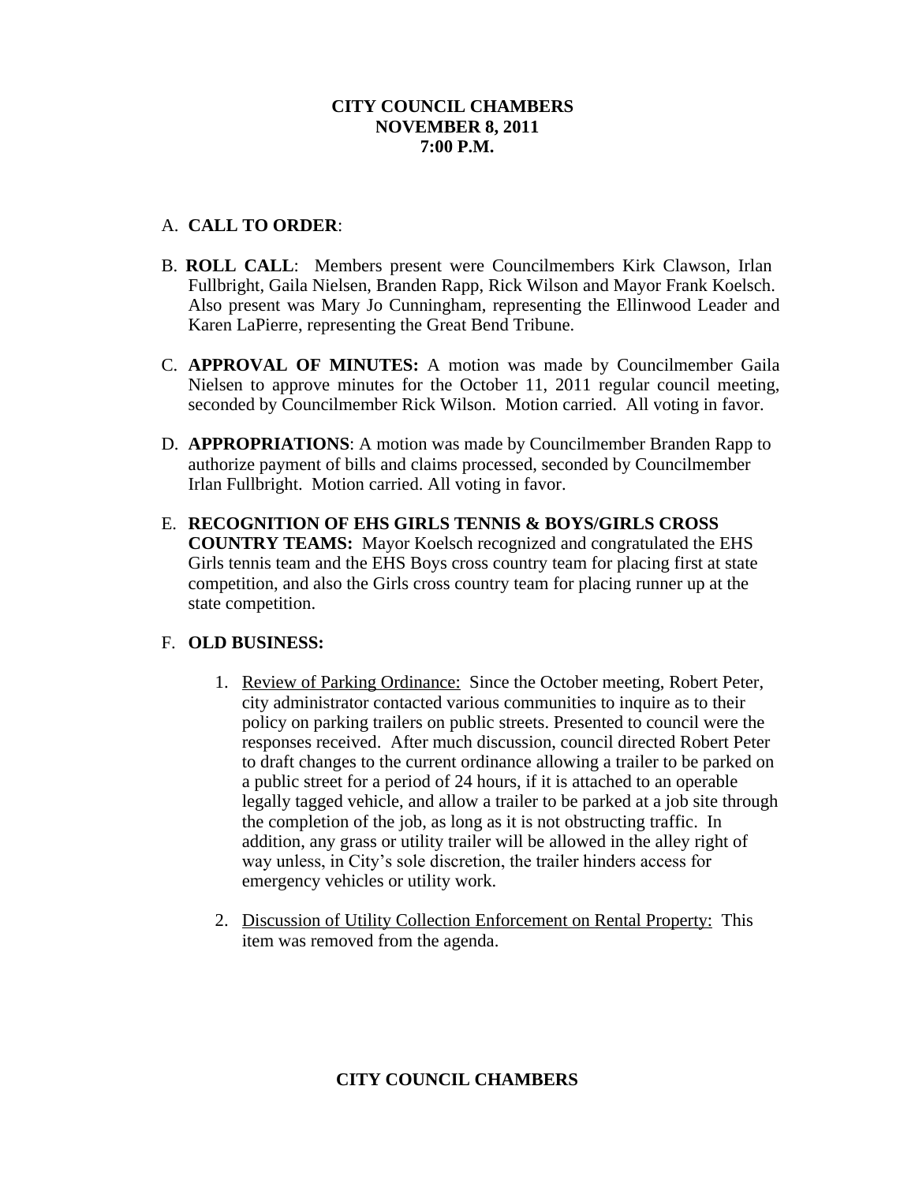**CITY COUNCIL CHAMBERS**
**NOVEMBER 8, 2011**
**7:00 P.M.**

A. **CALL TO ORDER**:

B. **ROLL CALL**: Members present were Councilmembers Kirk Clawson, Irlan Fullbright, Gaila Nielsen, Branden Rapp, Rick Wilson and Mayor Frank Koelsch. Also present was Mary Jo Cunningham, representing the Ellinwood Leader and Karen LaPierre, representing the Great Bend Tribune.

C. **APPROVAL OF MINUTES:** A motion was made by Councilmember Gaila Nielsen to approve minutes for the October 11, 2011 regular council meeting, seconded by Councilmember Rick Wilson. Motion carried. All voting in favor.

D. **APPROPRIATIONS**: A motion was made by Councilmember Branden Rapp to authorize payment of bills and claims processed, seconded by Councilmember Irlan Fullbright. Motion carried. All voting in favor.

E. **RECOGNITION OF EHS GIRLS TENNIS & BOYS/GIRLS CROSS COUNTRY TEAMS:** Mayor Koelsch recognized and congratulated the EHS Girls tennis team and the EHS Boys cross country team for placing first at state competition, and also the Girls cross country team for placing runner up at the state competition.

F. **OLD BUSINESS:**

1. Review of Parking Ordinance: Since the October meeting, Robert Peter, city administrator contacted various communities to inquire as to their policy on parking trailers on public streets. Presented to council were the responses received. After much discussion, council directed Robert Peter to draft changes to the current ordinance allowing a trailer to be parked on a public street for a period of 24 hours, if it is attached to an operable legally tagged vehicle, and allow a trailer to be parked at a job site through the completion of the job, as long as it is not obstructing traffic. In addition, any grass or utility trailer will be allowed in the alley right of way unless, in City's sole discretion, the trailer hinders access for emergency vehicles or utility work.

2. Discussion of Utility Collection Enforcement on Rental Property: This item was removed from the agenda.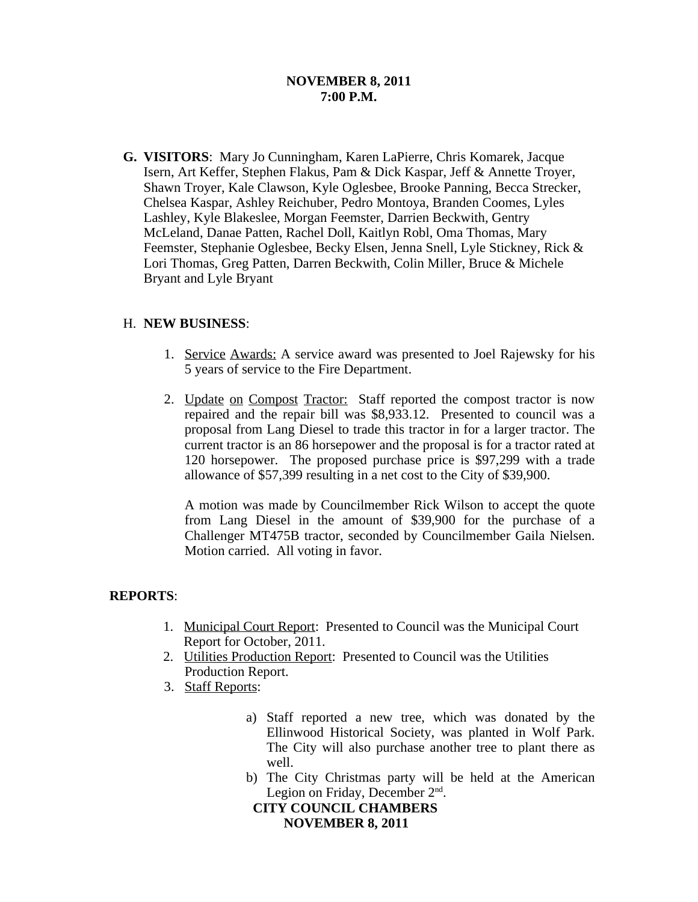**G. VISITORS**: Mary Jo Cunningham, Karen LaPierre, Chris Komarek, Jacque Isern, Art Keffer, Stephen Flakus, Pam & Dick Kaspar, Jeff & Annette Troyer, Shawn Troyer, Kale Clawson, Kyle Oglesbee, Brooke Panning, Becca Strecker, Chelsea Kaspar, Ashley Reichuber, Pedro Montoya, Branden Coomes, Lyles Lashley, Kyle Blakeslee, Morgan Feemster, Darrien Beckwith, Gentry McLeland, Danae Patten, Rachel Doll, Kaitlyn Robl, Oma Thomas, Mary Feemster, Stephanie Oglesbee, Becky Elsen, Jenna Snell, Lyle Stickney, Rick & Lori Thomas, Greg Patten, Darren Beckwith, Colin Miller, Bruce & Michele Bryant and Lyle Bryant

H. **NEW BUSINESS**:

1. Service Awards: A service award was presented to Joel Rajewsky for his 5 years of service to the Fire Department.

2. Update on Compost Tractor: Staff reported the compost tractor is now repaired and the repair bill was $8,933.12. Presented to council was a proposal from Lang Diesel to trade this tractor in for a larger tractor. The current tractor is an 86 horsepower and the proposal is for a tractor rated at 120 horsepower. The proposed purchase price is $97,299 with a trade allowance of $57,399 resulting in a net cost to the City of $39,900.

   A motion was made by Councilmember Rick Wilson to accept the quote from Lang Diesel in the amount of $39,900 for the purchase of a Challenger MT475B tractor, seconded by Councilmember Gaila Nielsen. Motion carried. All voting in favor.

**REPORTS**:

1. Municipal Court Report: Presented to Council was the Municipal Court Report for October, 2011.
2. Utilities Production Report: Presented to Council was the Utilities Production Report.
3. Staff Reports:

   a) Staff reported a new tree, which was donated by the Ellinwood Historical Society, was planted in Wolf Park. The City will also purchase another tree to plant there as well.
   b) The City Christmas party will be held at the American Legion on Friday, December 2nd.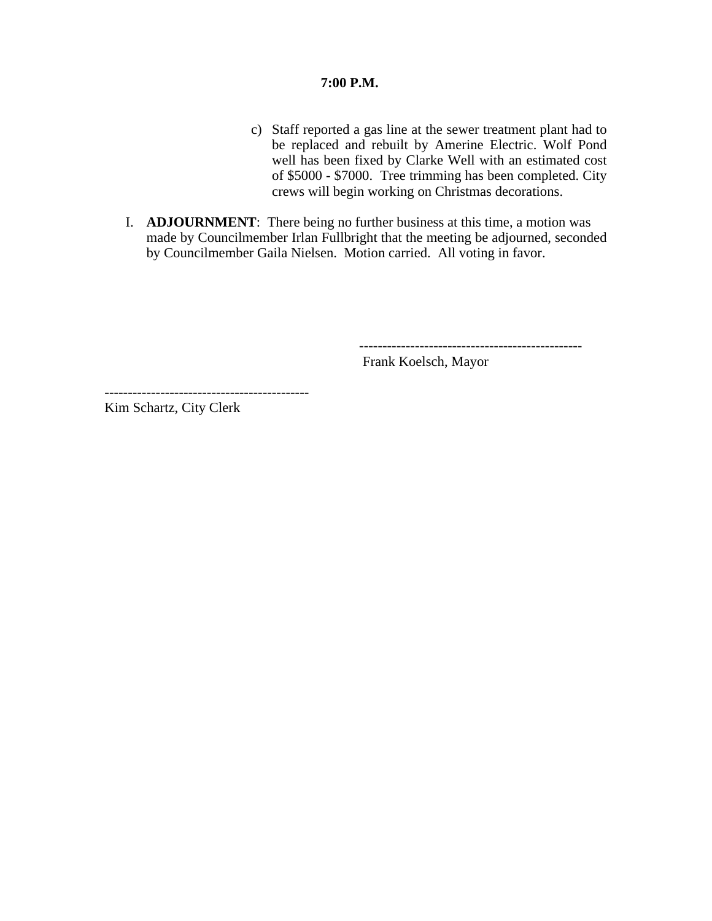**7:00 P.M.**

c) Staff reported a gas line at the sewer treatment plant had to be replaced and rebuilt by Amerine Electric. Wolf Pond well has been fixed by Clarke Well with an estimated cost of $5000 - $7000. Tree trimming has been completed. City crews will begin working on Christmas decorations.

I. **ADJOURNMENT**: There being no further business at this time, a motion was made by Councilmember Irlan Fullbright that the meeting be adjourned, seconded by Councilmember Gaila Nielsen. Motion carried. All voting in favor.

------------------------------------------------
Frank Koelsch, Mayor

--------------------------------------------
Kim Schartz, City Clerk